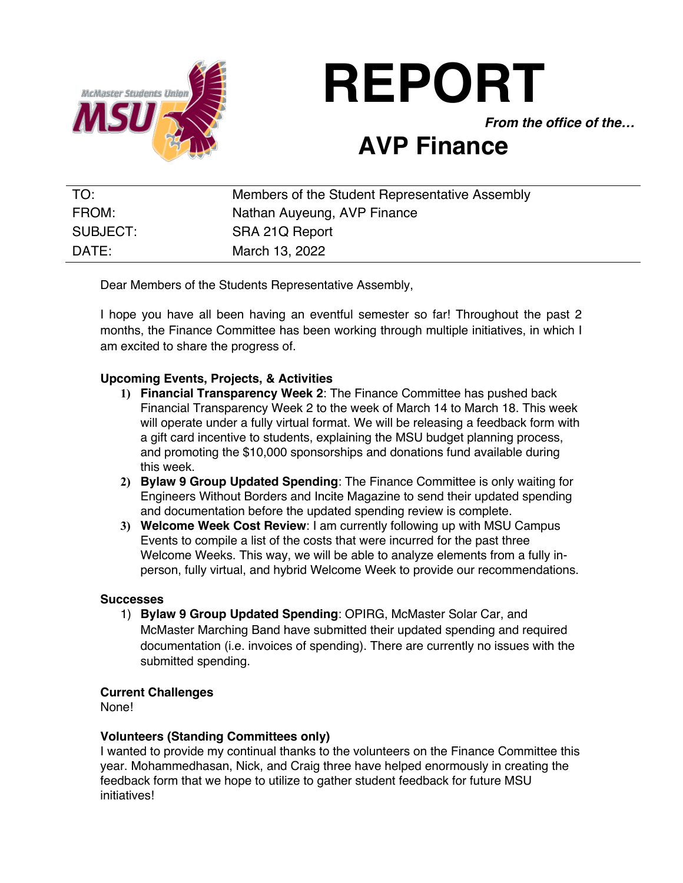# REPORT

***From the office of the…***

## AVP Finance

| | |
|---|---|
| TO: | Members of the Student Representative Assembly |
| FROM: | Nathan Auyeung, AVP Finance |
| SUBJECT: | SRA 21Q Report |
| DATE: | March 13, 2022 |

Dear Members of the Students Representative Assembly,

I hope you have all been having an eventful semester so far! Throughout the past 2 months, the Finance Committee has been working through multiple initiatives, in which I am excited to share the progress of.

**Upcoming Events, Projects, & Activities**

1) **Financial Transparency Week 2**: The Finance Committee has pushed back Financial Transparency Week 2 to the week of March 14 to March 18. This week will operate under a fully virtual format. We will be releasing a feedback form with a gift card incentive to students, explaining the MSU budget planning process, and promoting the $10,000 sponsorships and donations fund available during this week.
2) **Bylaw 9 Group Updated Spending**: The Finance Committee is only waiting for Engineers Without Borders and Incite Magazine to send their updated spending and documentation before the updated spending review is complete.
3) **Welcome Week Cost Review**: I am currently following up with MSU Campus Events to compile a list of the costs that were incurred for the past three Welcome Weeks. This way, we will be able to analyze elements from a fully in-person, fully virtual, and hybrid Welcome Week to provide our recommendations.

**Successes**

1) **Bylaw 9 Group Updated Spending**: OPIRG, McMaster Solar Car, and McMaster Marching Band have submitted their updated spending and required documentation (i.e. invoices of spending). There are currently no issues with the submitted spending.

**Current Challenges**

None!

**Volunteers (Standing Committees only)**

I wanted to provide my continual thanks to the volunteers on the Finance Committee this year. Mohammedhasan, Nick, and Craig three have helped enormously in creating the feedback form that we hope to utilize to gather student feedback for future MSU initiatives!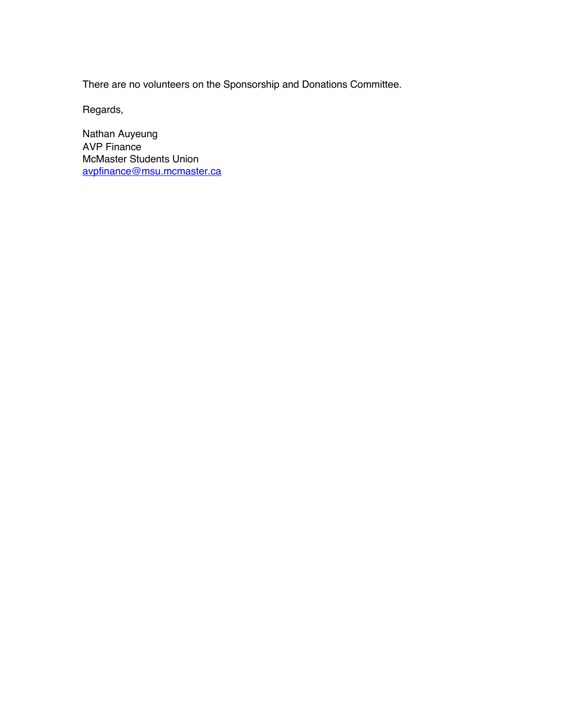There are no volunteers on the Sponsorship and Donations Committee.

Regards,

Nathan Auyeung  
AVP Finance  
McMaster Students Union  
avpfinance@msu.mcmaster.ca